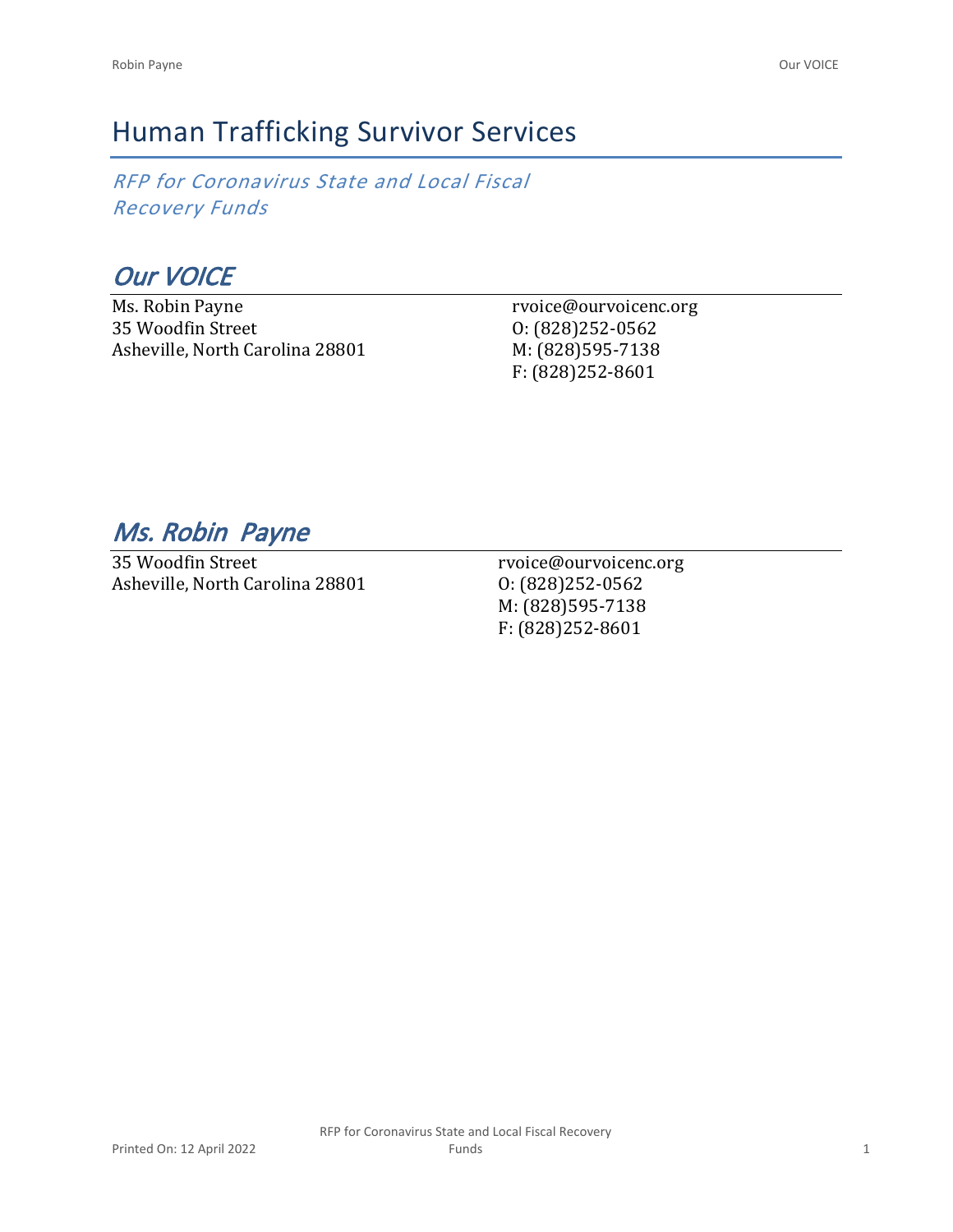# Human Trafficking Survivor Services

*RFP for Coronavirus State and Local Fiscal Recovery Funds*

## *Our VOICE*

Ms. Robin Payne
35 Woodfin Street
Asheville, North Carolina 28801

rvoice@ourvoicenc.org
O: (828)252-0562
M: (828)595-7138
F: (828)252-8601

## *Ms. Robin Payne*

35 Woodfin Street
Asheville, North Carolina 28801

rvoice@ourvoicenc.org
O: (828)252-0562
M: (828)595-7138
F: (828)252-8601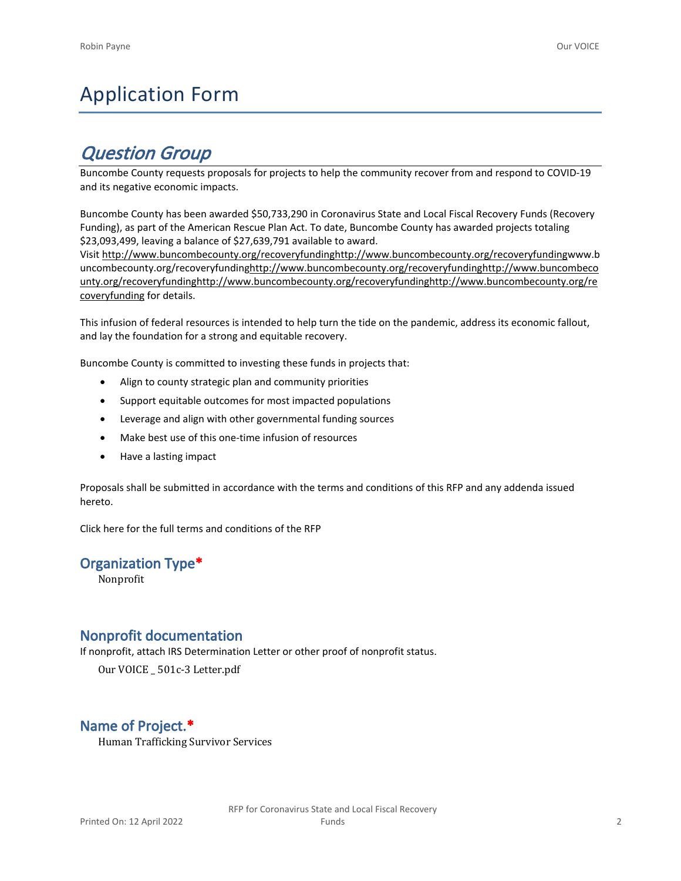# Application Form

## *Question Group*

Buncombe County requests proposals for projects to help the community recover from and respond to COVID-19 and its negative economic impacts.

Buncombe County has been awarded $50,733,290 in Coronavirus State and Local Fiscal Recovery Funds (Recovery Funding), as part of the American Rescue Plan Act. To date, Buncombe County has awarded projects totaling $23,093,499, leaving a balance of $27,639,791 available to award.
Visit http://www.buncombecounty.org/recoveryfundinghttp://www.buncombecounty.org/recoveryfundingwww.buncombecounty.org/recoveryfundinghttp://www.buncombecounty.org/recoveryfundinghttp://www.buncombecounty.org/recoveryfundinghttp://www.buncombecounty.org/recoveryfundinghttp://www.buncombecounty.org/recoveryfunding for details.

This infusion of federal resources is intended to help turn the tide on the pandemic, address its economic fallout, and lay the foundation for a strong and equitable recovery.

Buncombe County is committed to investing these funds in projects that:

- Align to county strategic plan and community priorities
- Support equitable outcomes for most impacted populations
- Leverage and align with other governmental funding sources
- Make best use of this one-time infusion of resources
- Have a lasting impact

Proposals shall be submitted in accordance with the terms and conditions of this RFP and any addenda issued hereto.

Click here for the full terms and conditions of the RFP

### Organization Type*

Nonprofit

### Nonprofit documentation

If nonprofit, attach IRS Determination Letter or other proof of nonprofit status.

Our VOICE _ 501c-3 Letter.pdf

### Name of Project.*

Human Trafficking Survivor Services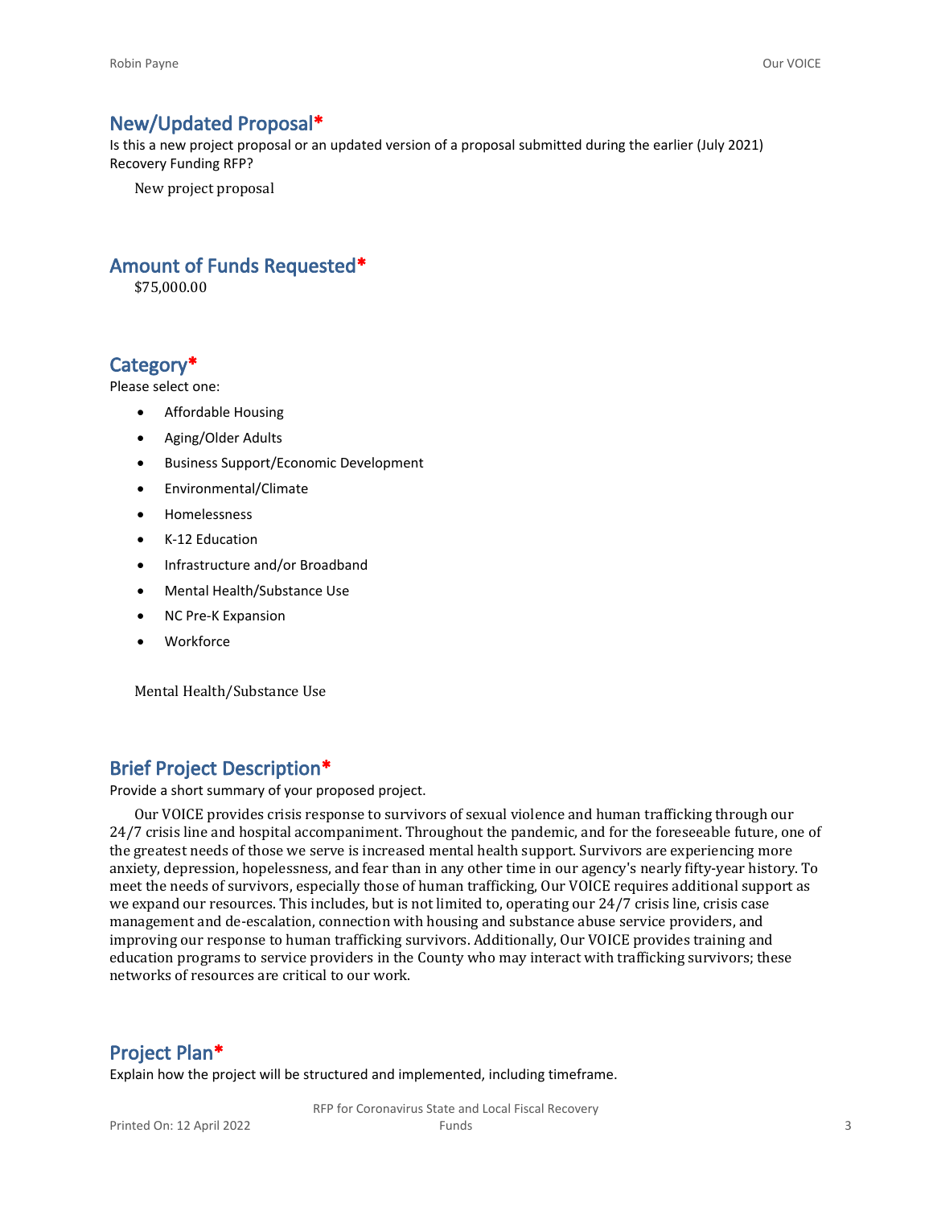## New/Updated Proposal*

Is this a new project proposal or an updated version of a proposal submitted during the earlier (July 2021) Recovery Funding RFP?

New project proposal

## Amount of Funds Requested*

$75,000.00

## Category*

Please select one:

- Affordable Housing
- Aging/Older Adults
- Business Support/Economic Development
- Environmental/Climate
- Homelessness
- K-12 Education
- Infrastructure and/or Broadband
- Mental Health/Substance Use
- NC Pre-K Expansion
- Workforce

Mental Health/Substance Use

## Brief Project Description*

Provide a short summary of your proposed project.

Our VOICE provides crisis response to survivors of sexual violence and human trafficking through our 24/7 crisis line and hospital accompaniment. Throughout the pandemic, and for the foreseeable future, one of the greatest needs of those we serve is increased mental health support. Survivors are experiencing more anxiety, depression, hopelessness, and fear than in any other time in our agency's nearly fifty-year history. To meet the needs of survivors, especially those of human trafficking, Our VOICE requires additional support as we expand our resources. This includes, but is not limited to, operating our 24/7 crisis line, crisis case management and de-escalation, connection with housing and substance abuse service providers, and improving our response to human trafficking survivors. Additionally, Our VOICE provides training and education programs to service providers in the County who may interact with trafficking survivors; these networks of resources are critical to our work.

## Project Plan*

Explain how the project will be structured and implemented, including timeframe.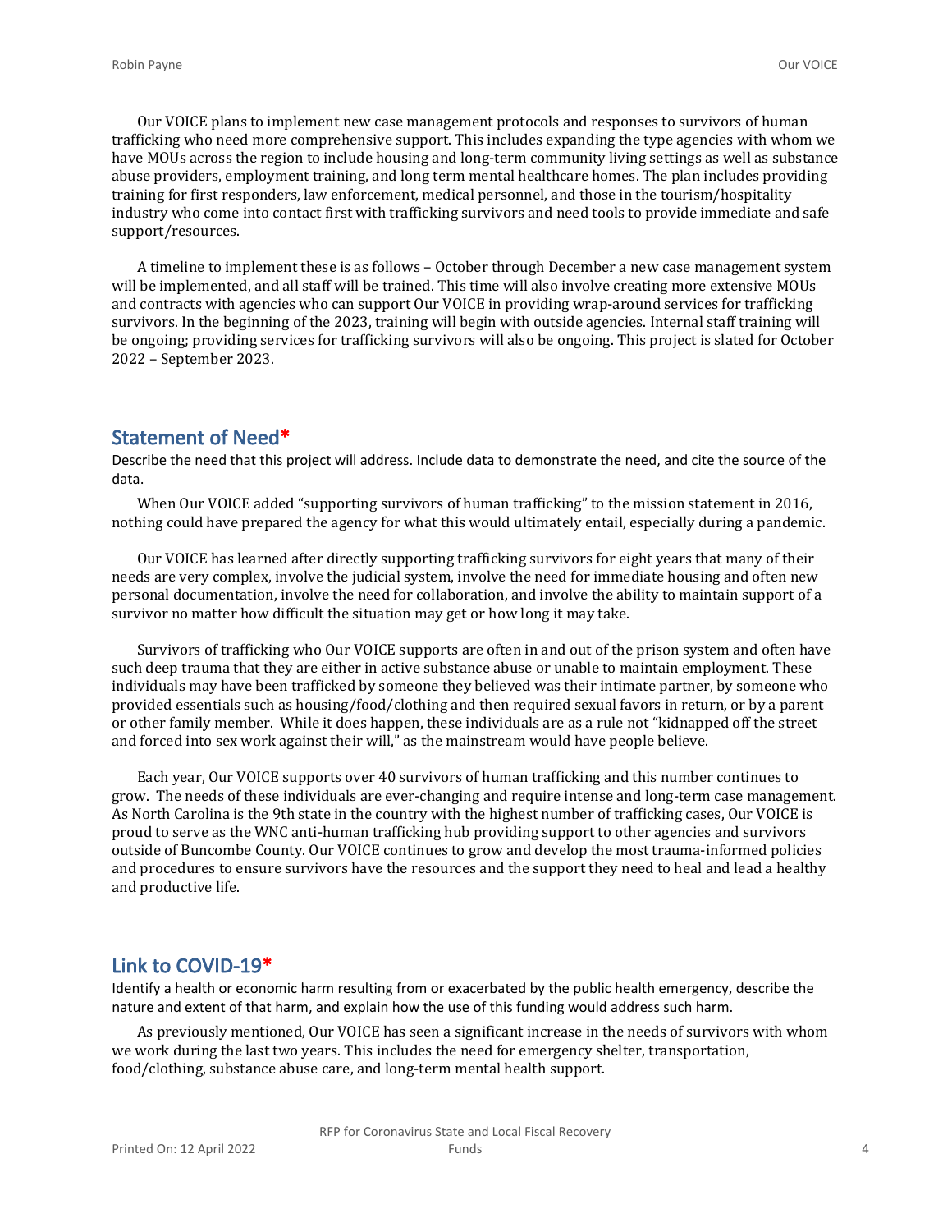Our VOICE plans to implement new case management protocols and responses to survivors of human trafficking who need more comprehensive support. This includes expanding the type agencies with whom we have MOUs across the region to include housing and long-term community living settings as well as substance abuse providers, employment training, and long term mental healthcare homes. The plan includes providing training for first responders, law enforcement, medical personnel, and those in the tourism/hospitality industry who come into contact first with trafficking survivors and need tools to provide immediate and safe support/resources.

A timeline to implement these is as follows – October through December a new case management system will be implemented, and all staff will be trained. This time will also involve creating more extensive MOUs and contracts with agencies who can support Our VOICE in providing wrap-around services for trafficking survivors. In the beginning of the 2023, training will begin with outside agencies. Internal staff training will be ongoing; providing services for trafficking survivors will also be ongoing. This project is slated for October 2022 – September 2023.

## Statement of Need*

Describe the need that this project will address. Include data to demonstrate the need, and cite the source of the data.

When Our VOICE added "supporting survivors of human trafficking" to the mission statement in 2016, nothing could have prepared the agency for what this would ultimately entail, especially during a pandemic.

Our VOICE has learned after directly supporting trafficking survivors for eight years that many of their needs are very complex, involve the judicial system, involve the need for immediate housing and often new personal documentation, involve the need for collaboration, and involve the ability to maintain support of a survivor no matter how difficult the situation may get or how long it may take.

Survivors of trafficking who Our VOICE supports are often in and out of the prison system and often have such deep trauma that they are either in active substance abuse or unable to maintain employment. These individuals may have been trafficked by someone they believed was their intimate partner, by someone who provided essentials such as housing/food/clothing and then required sexual favors in return, or by a parent or other family member. While it does happen, these individuals are as a rule not "kidnapped off the street and forced into sex work against their will," as the mainstream would have people believe.

Each year, Our VOICE supports over 40 survivors of human trafficking and this number continues to grow. The needs of these individuals are ever-changing and require intense and long-term case management. As North Carolina is the 9th state in the country with the highest number of trafficking cases, Our VOICE is proud to serve as the WNC anti-human trafficking hub providing support to other agencies and survivors outside of Buncombe County. Our VOICE continues to grow and develop the most trauma-informed policies and procedures to ensure survivors have the resources and the support they need to heal and lead a healthy and productive life.

## Link to COVID-19*

Identify a health or economic harm resulting from or exacerbated by the public health emergency, describe the nature and extent of that harm, and explain how the use of this funding would address such harm.

As previously mentioned, Our VOICE has seen a significant increase in the needs of survivors with whom we work during the last two years. This includes the need for emergency shelter, transportation, food/clothing, substance abuse care, and long-term mental health support.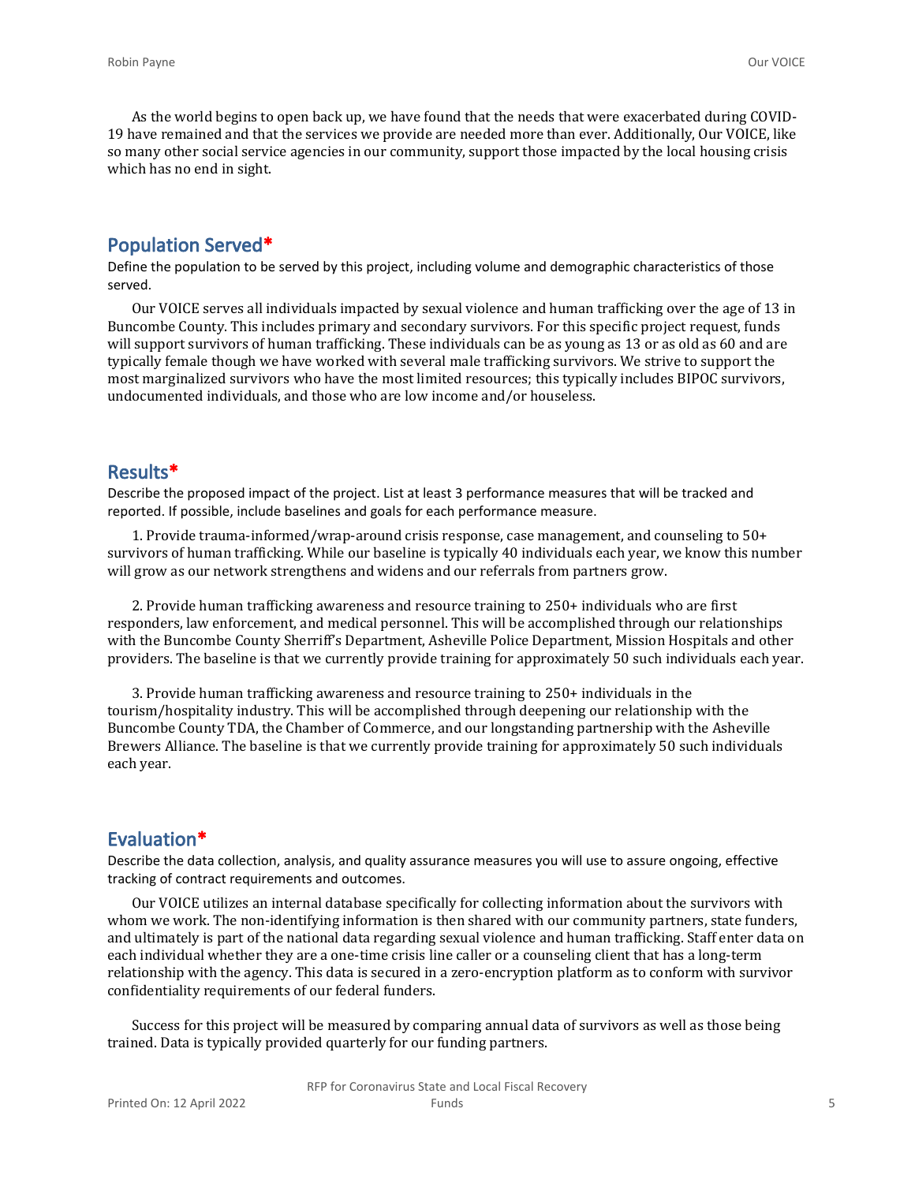As the world begins to open back up, we have found that the needs that were exacerbated during COVID-19 have remained and that the services we provide are needed more than ever. Additionally, Our VOICE, like so many other social service agencies in our community, support those impacted by the local housing crisis which has no end in sight.

## Population Served*

Define the population to be served by this project, including volume and demographic characteristics of those served.

Our VOICE serves all individuals impacted by sexual violence and human trafficking over the age of 13 in Buncombe County. This includes primary and secondary survivors. For this specific project request, funds will support survivors of human trafficking. These individuals can be as young as 13 or as old as 60 and are typically female though we have worked with several male trafficking survivors. We strive to support the most marginalized survivors who have the most limited resources; this typically includes BIPOC survivors, undocumented individuals, and those who are low income and/or houseless.

## Results*

Describe the proposed impact of the project. List at least 3 performance measures that will be tracked and reported. If possible, include baselines and goals for each performance measure.

1. Provide trauma-informed/wrap-around crisis response, case management, and counseling to 50+ survivors of human trafficking. While our baseline is typically 40 individuals each year, we know this number will grow as our network strengthens and widens and our referrals from partners grow.

2. Provide human trafficking awareness and resource training to 250+ individuals who are first responders, law enforcement, and medical personnel. This will be accomplished through our relationships with the Buncombe County Sherriff's Department, Asheville Police Department, Mission Hospitals and other providers. The baseline is that we currently provide training for approximately 50 such individuals each year.

3. Provide human trafficking awareness and resource training to 250+ individuals in the tourism/hospitality industry. This will be accomplished through deepening our relationship with the Buncombe County TDA, the Chamber of Commerce, and our longstanding partnership with the Asheville Brewers Alliance. The baseline is that we currently provide training for approximately 50 such individuals each year.

## Evaluation*

Describe the data collection, analysis, and quality assurance measures you will use to assure ongoing, effective tracking of contract requirements and outcomes.

Our VOICE utilizes an internal database specifically for collecting information about the survivors with whom we work. The non-identifying information is then shared with our community partners, state funders, and ultimately is part of the national data regarding sexual violence and human trafficking. Staff enter data on each individual whether they are a one-time crisis line caller or a counseling client that has a long-term relationship with the agency. This data is secured in a zero-encryption platform as to conform with survivor confidentiality requirements of our federal funders.

Success for this project will be measured by comparing annual data of survivors as well as those being trained. Data is typically provided quarterly for our funding partners.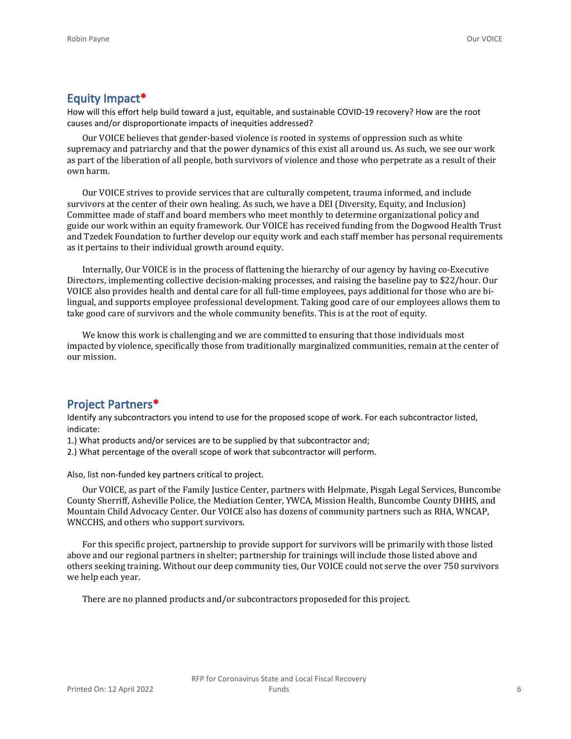## Equity Impact*

How will this effort help build toward a just, equitable, and sustainable COVID-19 recovery? How are the root causes and/or disproportionate impacts of inequities addressed?

Our VOICE believes that gender-based violence is rooted in systems of oppression such as white supremacy and patriarchy and that the power dynamics of this exist all around us. As such, we see our work as part of the liberation of all people, both survivors of violence and those who perpetrate as a result of their own harm.

Our VOICE strives to provide services that are culturally competent, trauma informed, and include survivors at the center of their own healing. As such, we have a DEI (Diversity, Equity, and Inclusion) Committee made of staff and board members who meet monthly to determine organizational policy and guide our work within an equity framework. Our VOICE has received funding from the Dogwood Health Trust and Tzedek Foundation to further develop our equity work and each staff member has personal requirements as it pertains to their individual growth around equity.

Internally, Our VOICE is in the process of flattening the hierarchy of our agency by having co-Executive Directors, implementing collective decision-making processes, and raising the baseline pay to $22/hour. Our VOICE also provides health and dental care for all full-time employees, pays additional for those who are bi-lingual, and supports employee professional development. Taking good care of our employees allows them to take good care of survivors and the whole community benefits. This is at the root of equity.

We know this work is challenging and we are committed to ensuring that those individuals most impacted by violence, specifically those from traditionally marginalized communities, remain at the center of our mission.

## Project Partners*

Identify any subcontractors you intend to use for the proposed scope of work. For each subcontractor listed, indicate:

1.) What products and/or services are to be supplied by that subcontractor and;
2.) What percentage of the overall scope of work that subcontractor will perform.

Also, list non-funded key partners critical to project.

Our VOICE, as part of the Family Justice Center, partners with Helpmate, Pisgah Legal Services, Buncombe County Sherriff, Asheville Police, the Mediation Center, YWCA, Mission Health, Buncombe County DHHS, and Mountain Child Advocacy Center. Our VOICE also has dozens of community partners such as RHA, WNCAP, WNCCHS, and others who support survivors.

For this specific project, partnership to provide support for survivors will be primarily with those listed above and our regional partners in shelter; partnership for trainings will include those listed above and others seeking training. Without our deep community ties, Our VOICE could not serve the over 750 survivors we help each year.

There are no planned products and/or subcontractors proposeded for this project.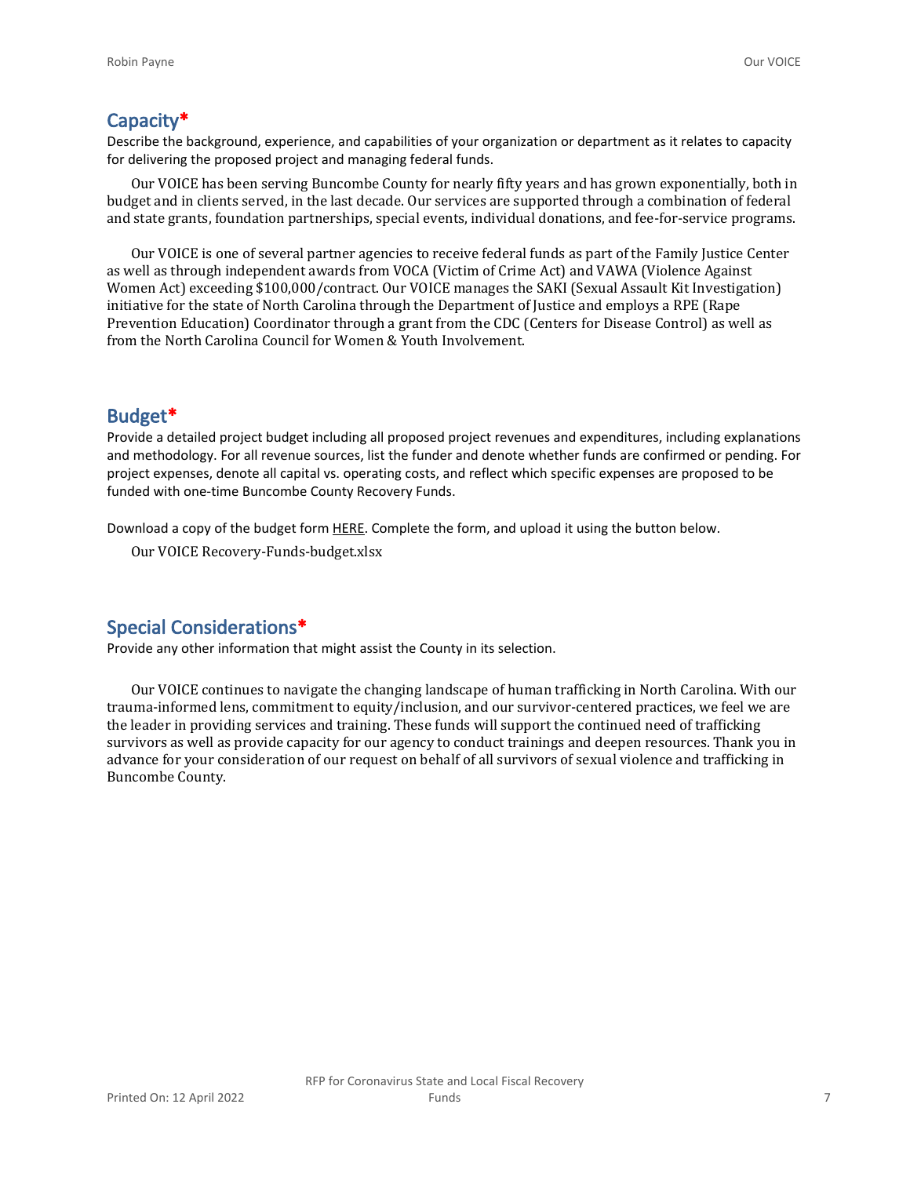## Capacity*

Describe the background, experience, and capabilities of your organization or department as it relates to capacity for delivering the proposed project and managing federal funds.

Our VOICE has been serving Buncombe County for nearly fifty years and has grown exponentially, both in budget and in clients served, in the last decade. Our services are supported through a combination of federal and state grants, foundation partnerships, special events, individual donations, and fee-for-service programs.

Our VOICE is one of several partner agencies to receive federal funds as part of the Family Justice Center as well as through independent awards from VOCA (Victim of Crime Act) and VAWA (Violence Against Women Act) exceeding $100,000/contract. Our VOICE manages the SAKI (Sexual Assault Kit Investigation) initiative for the state of North Carolina through the Department of Justice and employs a RPE (Rape Prevention Education) Coordinator through a grant from the CDC (Centers for Disease Control) as well as from the North Carolina Council for Women & Youth Involvement.

## Budget*

Provide a detailed project budget including all proposed project revenues and expenditures, including explanations and methodology. For all revenue sources, list the funder and denote whether funds are confirmed or pending. For project expenses, denote all capital vs. operating costs, and reflect which specific expenses are proposed to be funded with one-time Buncombe County Recovery Funds.

Download a copy of the budget form HERE. Complete the form, and upload it using the button below.

Our VOICE Recovery-Funds-budget.xlsx

## Special Considerations*

Provide any other information that might assist the County in its selection.

Our VOICE continues to navigate the changing landscape of human trafficking in North Carolina. With our trauma-informed lens, commitment to equity/inclusion, and our survivor-centered practices, we feel we are the leader in providing services and training. These funds will support the continued need of trafficking survivors as well as provide capacity for our agency to conduct trainings and deepen resources. Thank you in advance for your consideration of our request on behalf of all survivors of sexual violence and trafficking in Buncombe County.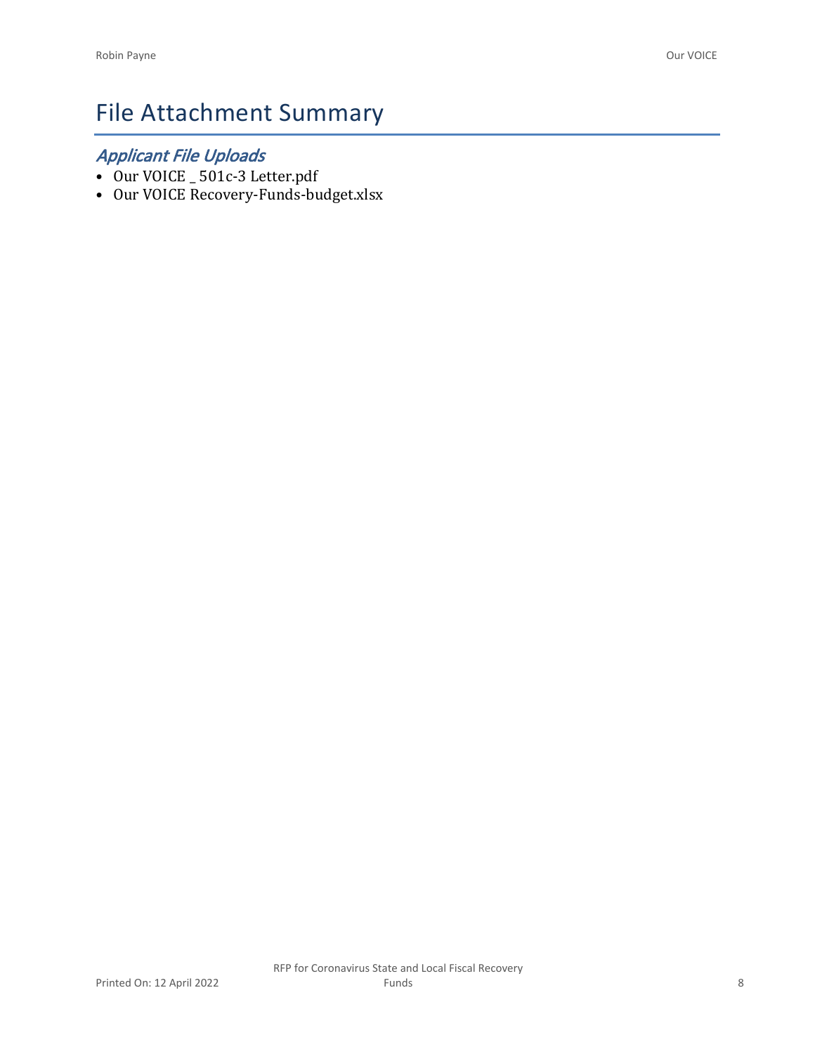# File Attachment Summary

## *Applicant File Uploads*

- Our VOICE _ 501c-3 Letter.pdf
- Our VOICE Recovery-Funds-budget.xlsx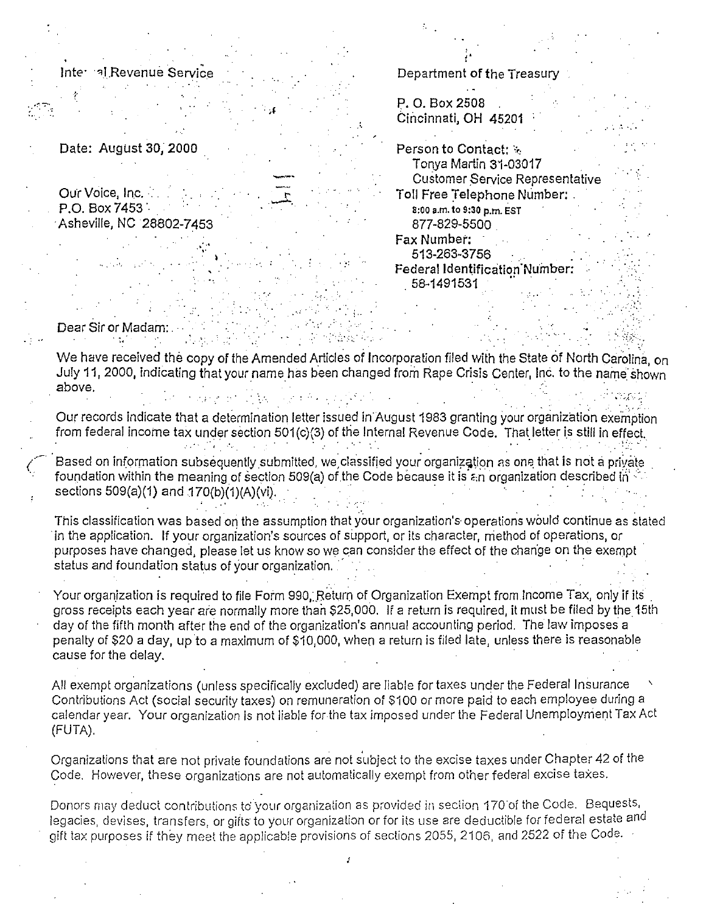Internal Revenue Service

Department of the Treasury

P. O. Box 2508
Cincinnati, OH 45201

Date: August 30, 2000

Person to Contact:
Tonya Martin 31-03017
Customer Service Representative
Toll Free Telephone Number:
8:00 a.m. to 9:30 p.m. EST
877-829-5500
Fax Number:
513-263-3756
Federal Identification Number:
58-1491531

Our Voice, Inc.
P.O. Box 7453
Asheville, NC 28802-7453

Dear Sir or Madam:

We have received the copy of the Amended Articles of Incorporation filed with the State of North Carolina, on July 11, 2000, indicating that your name has been changed from Rape Crisis Center, Inc. to the name shown above.

Our records indicate that a determination letter issued in August 1983 granting your organization exemption from federal income tax under section 501(c)(3) of the Internal Revenue Code. That letter is still in effect.

Based on information subsequently submitted, we classified your organization as one that is not a private foundation within the meaning of section 509(a) of the Code because it is an organization described in sections 509(a)(1) and 170(b)(1)(A)(vi).

This classification was based on the assumption that your organization's operations would continue as stated in the application. If your organization's sources of support, or its character, method of operations, or purposes have changed, please let us know so we can consider the effect of the change on the exempt status and foundation status of your organization.

Your organization is required to file Form 990, Return of Organization Exempt from Income Tax, only if its gross receipts each year are normally more than $25,000. If a return is required, it must be filed by the 15th day of the fifth month after the end of the organization's annual accounting period. The law imposes a penalty of $20 a day, up to a maximum of $10,000, when a return is filed late, unless there is reasonable cause for the delay.

All exempt organizations (unless specifically excluded) are liable for taxes under the Federal Insurance Contributions Act (social security taxes) on remuneration of $100 or more paid to each employee during a calendar year. Your organization is not liable for the tax imposed under the Federal Unemployment Tax Act (FUTA).

Organizations that are not private foundations are not subject to the excise taxes under Chapter 42 of the Code. However, these organizations are not automatically exempt from other federal excise taxes.

Donors may deduct contributions to your organization as provided in section 170 of the Code. Bequests, legacies, devises, transfers, or gifts to your organization or for its use are deductible for federal estate and gift tax purposes if they meet the applicable provisions of sections 2055, 2106, and 2522 of the Code.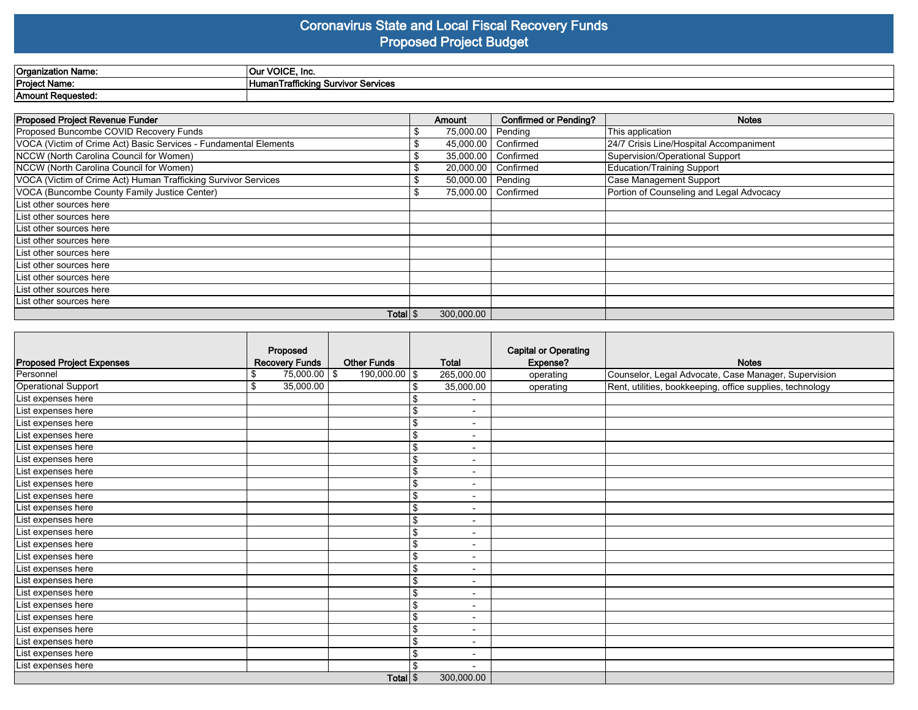# Coronavirus State and Local Fiscal Recovery Funds
## Proposed Project Budget

| | |
|---|---|
| **Organization Name:** | **Our VOICE, Inc.** |
| **Project Name:** | **HumanTrafficking Survivor Services** |
| **Amount Requested:** | |

| Proposed Project Revenue Funder | Amount | Confirmed or Pending? | Notes |
|---|---|---|---|
| Proposed Buncombe COVID Recovery Funds | $ 75,000.00 | Pending | This application |
| VOCA (Victim of Crime Act) Basic Services - Fundamental Elements | $ 45,000.00 | Confirmed | 24/7 Crisis Line/Hospital Accompaniment |
| NCCW (North Carolina Council for Women) | $ 35,000.00 | Confirmed | Supervision/Operational Support |
| NCCW (North Carolina Council for Women) | $ 20,000.00 | Confirmed | Education/Training Support |
| VOCA (Victim of Crime Act) Human Trafficking Survivor Services | $ 50,000.00 | Pending | Case Management Support |
| VOCA (Buncombe County Family Justice Center) | $ 75,000.00 | Confirmed | Portion of Counseling and Legal Advocacy |
| List other sources here | | | |
| List other sources here | | | |
| List other sources here | | | |
| List other sources here | | | |
| List other sources here | | | |
| List other sources here | | | |
| List other sources here | | | |
| List other sources here | | | |
| List other sources here | | | |
| **Total** | $ 300,000.00 | | |

| Proposed Project Expenses | Proposed Recovery Funds | Other Funds | Total | Capital or Operating Expense? | Notes |
|---|---|---|---|---|---|
| Personnel | $ 75,000.00 | $ 190,000.00 | $ 265,000.00 | operating | Counselor, Legal Advocate, Case Manager, Supervision |
| Operational Support | $ 35,000.00 | | $ 35,000.00 | operating | Rent, utilities, bookkeeping, office supplies, technology |
| List expenses here | | | $ - | | |
| List expenses here | | | $ - | | |
| List expenses here | | | $ - | | |
| List expenses here | | | $ - | | |
| List expenses here | | | $ - | | |
| List expenses here | | | $ - | | |
| List expenses here | | | $ - | | |
| List expenses here | | | $ - | | |
| List expenses here | | | $ - | | |
| List expenses here | | | $ - | | |
| List expenses here | | | $ - | | |
| List expenses here | | | $ - | | |
| List expenses here | | | $ - | | |
| List expenses here | | | $ - | | |
| List expenses here | | | $ - | | |
| List expenses here | | | $ - | | |
| List expenses here | | | $ - | | |
| List expenses here | | | $ - | | |
| List expenses here | | | $ - | | |
| List expenses here | | | $ - | | |
| List expenses here | | | $ - | | |
| List expenses here | | | $ - | | |
| List expenses here | | | $ - | | |
| **Total** | | | $ 300,000.00 | | |